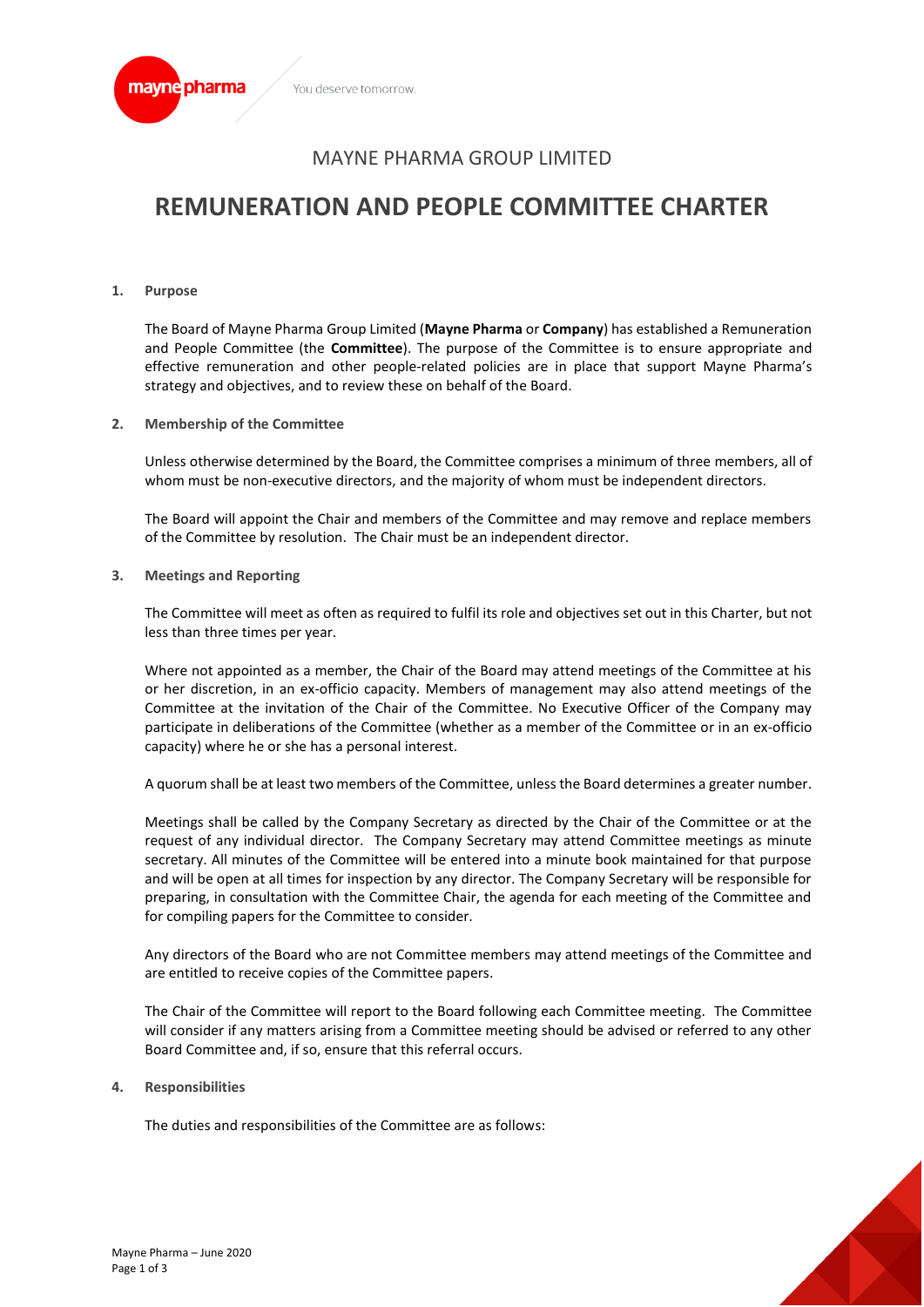MAYNE PHARMA GROUP LIMITED

# REMUNERATION AND PEOPLE COMMITTEE CHARTER

## 1. Purpose

The Board of Mayne Pharma Group Limited (**Mayne Pharma** or **Company**) has established a Remuneration and People Committee (the **Committee**). The purpose of the Committee is to ensure appropriate and effective remuneration and other people-related policies are in place that support Mayne Pharma's strategy and objectives, and to review these on behalf of the Board.

## 2. Membership of the Committee

Unless otherwise determined by the Board, the Committee comprises a minimum of three members, all of whom must be non-executive directors, and the majority of whom must be independent directors.

The Board will appoint the Chair and members of the Committee and may remove and replace members of the Committee by resolution. The Chair must be an independent director.

## 3. Meetings and Reporting

The Committee will meet as often as required to fulfil its role and objectives set out in this Charter, but not less than three times per year.

Where not appointed as a member, the Chair of the Board may attend meetings of the Committee at his or her discretion, in an ex-officio capacity. Members of management may also attend meetings of the Committee at the invitation of the Chair of the Committee. No Executive Officer of the Company may participate in deliberations of the Committee (whether as a member of the Committee or in an ex-officio capacity) where he or she has a personal interest.

A quorum shall be at least two members of the Committee, unless the Board determines a greater number.

Meetings shall be called by the Company Secretary as directed by the Chair of the Committee or at the request of any individual director. The Company Secretary may attend Committee meetings as minute secretary. All minutes of the Committee will be entered into a minute book maintained for that purpose and will be open at all times for inspection by any director. The Company Secretary will be responsible for preparing, in consultation with the Committee Chair, the agenda for each meeting of the Committee and for compiling papers for the Committee to consider.

Any directors of the Board who are not Committee members may attend meetings of the Committee and are entitled to receive copies of the Committee papers.

The Chair of the Committee will report to the Board following each Committee meeting. The Committee will consider if any matters arising from a Committee meeting should be advised or referred to any other Board Committee and, if so, ensure that this referral occurs.

## 4. Responsibilities

The duties and responsibilities of the Committee are as follows: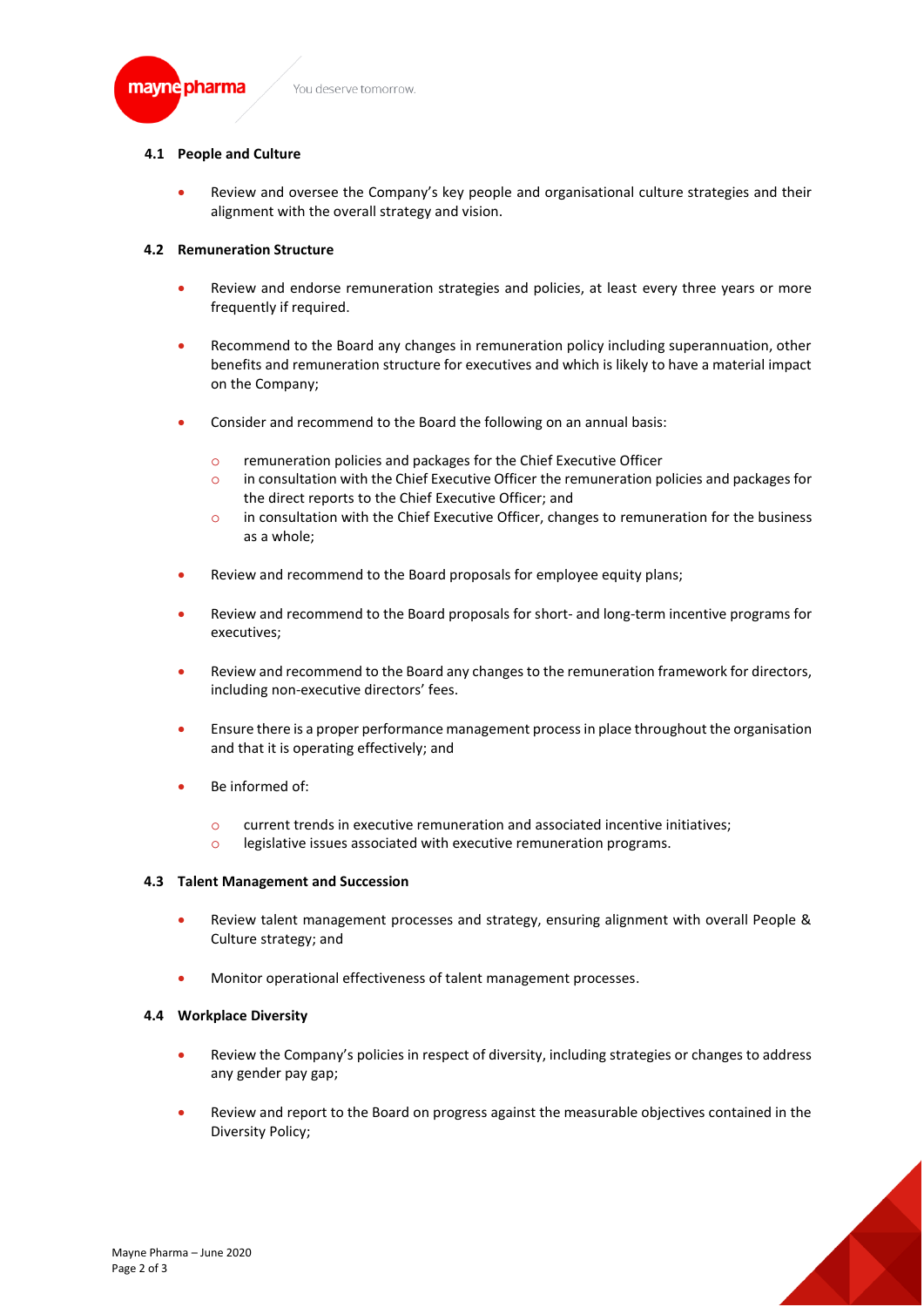### 4.1 People and Culture

- Review and oversee the Company's key people and organisational culture strategies and their alignment with the overall strategy and vision.

### 4.2 Remuneration Structure

- Review and endorse remuneration strategies and policies, at least every three years or more frequently if required.
- Recommend to the Board any changes in remuneration policy including superannuation, other benefits and remuneration structure for executives and which is likely to have a material impact on the Company;
- Consider and recommend to the Board the following on an annual basis:
  - remuneration policies and packages for the Chief Executive Officer
  - in consultation with the Chief Executive Officer the remuneration policies and packages for the direct reports to the Chief Executive Officer; and
  - in consultation with the Chief Executive Officer, changes to remuneration for the business as a whole;
- Review and recommend to the Board proposals for employee equity plans;
- Review and recommend to the Board proposals for short- and long-term incentive programs for executives;
- Review and recommend to the Board any changes to the remuneration framework for directors, including non-executive directors' fees.
- Ensure there is a proper performance management process in place throughout the organisation and that it is operating effectively; and
- Be informed of:
  - current trends in executive remuneration and associated incentive initiatives;
  - legislative issues associated with executive remuneration programs.

### 4.3 Talent Management and Succession

- Review talent management processes and strategy, ensuring alignment with overall People & Culture strategy; and
- Monitor operational effectiveness of talent management processes.

### 4.4 Workplace Diversity

- Review the Company's policies in respect of diversity, including strategies or changes to address any gender pay gap;
- Review and report to the Board on progress against the measurable objectives contained in the Diversity Policy;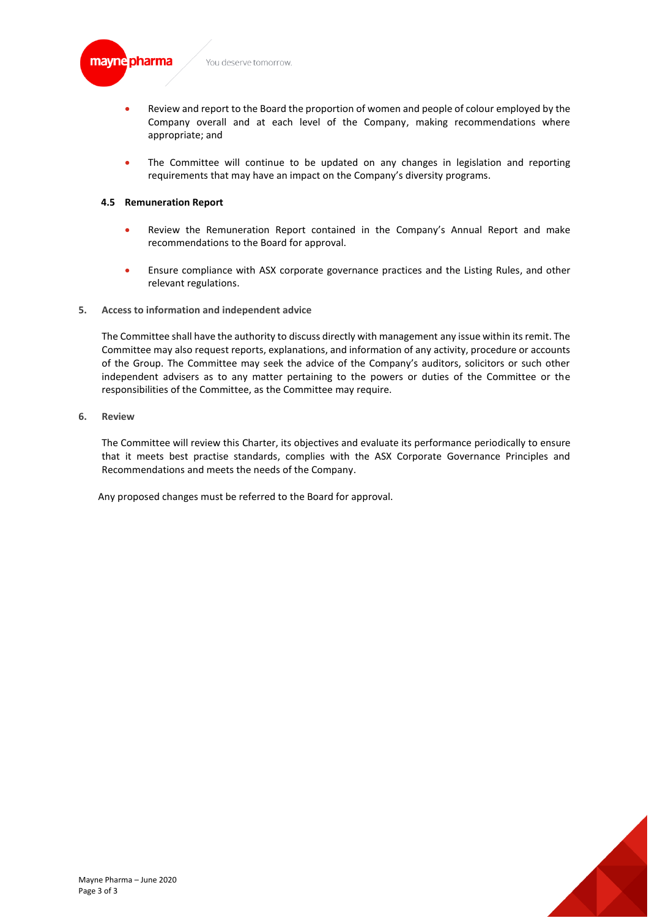- Review and report to the Board the proportion of women and people of colour employed by the Company overall and at each level of the Company, making recommendations where appropriate; and
- The Committee will continue to be updated on any changes in legislation and reporting requirements that may have an impact on the Company's diversity programs.

### 4.5 Remuneration Report

- Review the Remuneration Report contained in the Company's Annual Report and make recommendations to the Board for approval.
- Ensure compliance with ASX corporate governance practices and the Listing Rules, and other relevant regulations.

## 5. Access to information and independent advice

The Committee shall have the authority to discuss directly with management any issue within its remit. The Committee may also request reports, explanations, and information of any activity, procedure or accounts of the Group. The Committee may seek the advice of the Company's auditors, solicitors or such other independent advisers as to any matter pertaining to the powers or duties of the Committee or the responsibilities of the Committee, as the Committee may require.

## 6. Review

The Committee will review this Charter, its objectives and evaluate its performance periodically to ensure that it meets best practise standards, complies with the ASX Corporate Governance Principles and Recommendations and meets the needs of the Company.

Any proposed changes must be referred to the Board for approval.